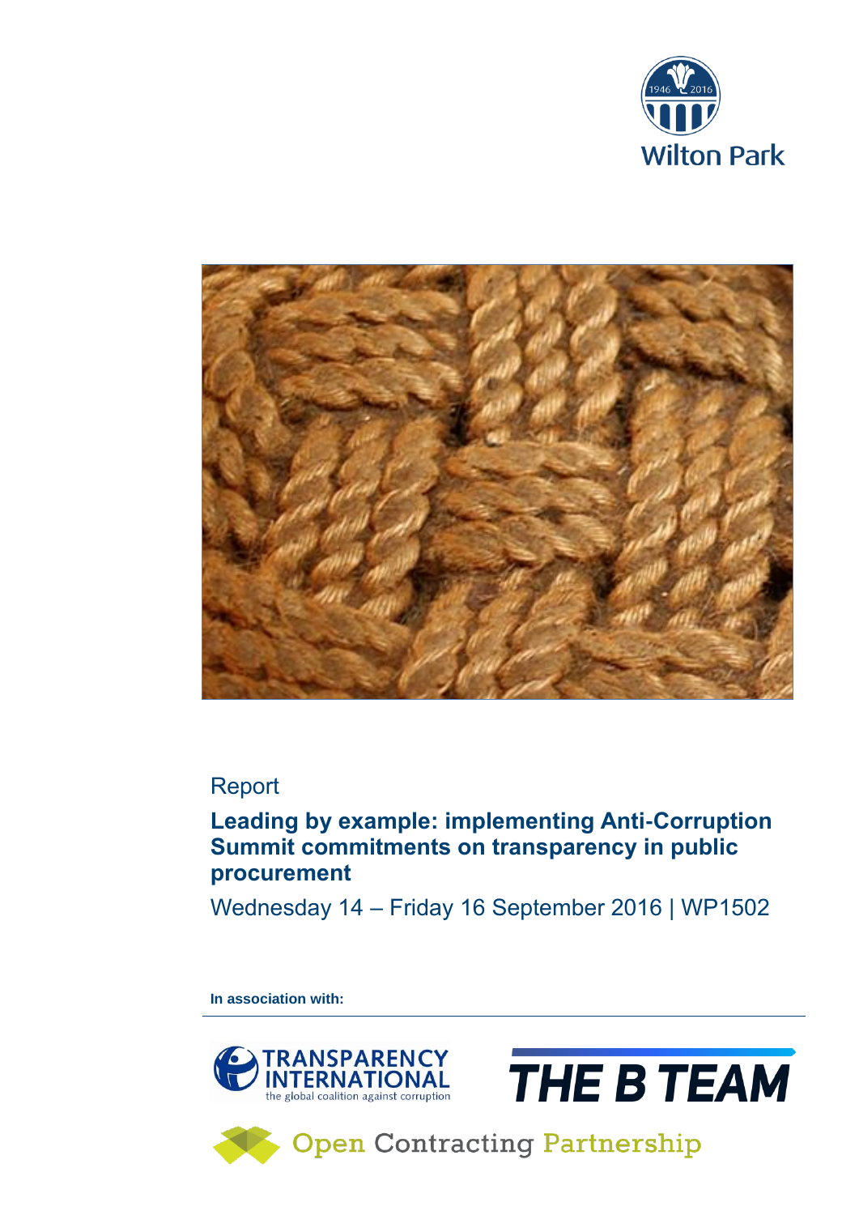Wilton Park

Report

# Leading by example: implementing Anti-Corruption Summit commitments on transparency in public procurement

Wednesday 14 – Friday 16 September 2016 | WP1502

**In association with:**

TRANSPARENCY INTERNATIONAL the global coalition against corruption

THE B TEAM

Open Contracting Partnership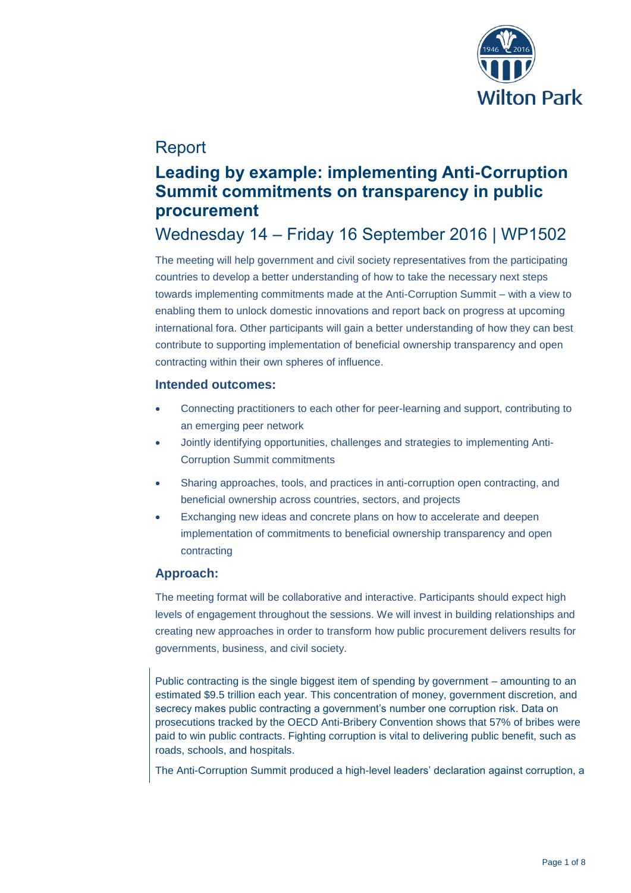# Report

## Leading by example: implementing Anti-Corruption Summit commitments on transparency in public procurement

## Wednesday 14 – Friday 16 September 2016 | WP1502

The meeting will help government and civil society representatives from the participating countries to develop a better understanding of how to take the necessary next steps towards implementing commitments made at the Anti-Corruption Summit – with a view to enabling them to unlock domestic innovations and report back on progress at upcoming international fora. Other participants will gain a better understanding of how they can best contribute to supporting implementation of beneficial ownership transparency and open contracting within their own spheres of influence.

### Intended outcomes:

- Connecting practitioners to each other for peer-learning and support, contributing to an emerging peer network
- Jointly identifying opportunities, challenges and strategies to implementing Anti-Corruption Summit commitments
- Sharing approaches, tools, and practices in anti-corruption open contracting, and beneficial ownership across countries, sectors, and projects
- Exchanging new ideas and concrete plans on how to accelerate and deepen implementation of commitments to beneficial ownership transparency and open contracting

### Approach:

The meeting format will be collaborative and interactive. Participants should expect high levels of engagement throughout the sessions. We will invest in building relationships and creating new approaches in order to transform how public procurement delivers results for governments, business, and civil society.

Public contracting is the single biggest item of spending by government – amounting to an estimated $9.5 trillion each year. This concentration of money, government discretion, and secrecy makes public contracting a government's number one corruption risk. Data on prosecutions tracked by the OECD Anti-Bribery Convention shows that 57% of bribes were paid to win public contracts. Fighting corruption is vital to delivering public benefit, such as roads, schools, and hospitals.

The Anti-Corruption Summit produced a high-level leaders' declaration against corruption, a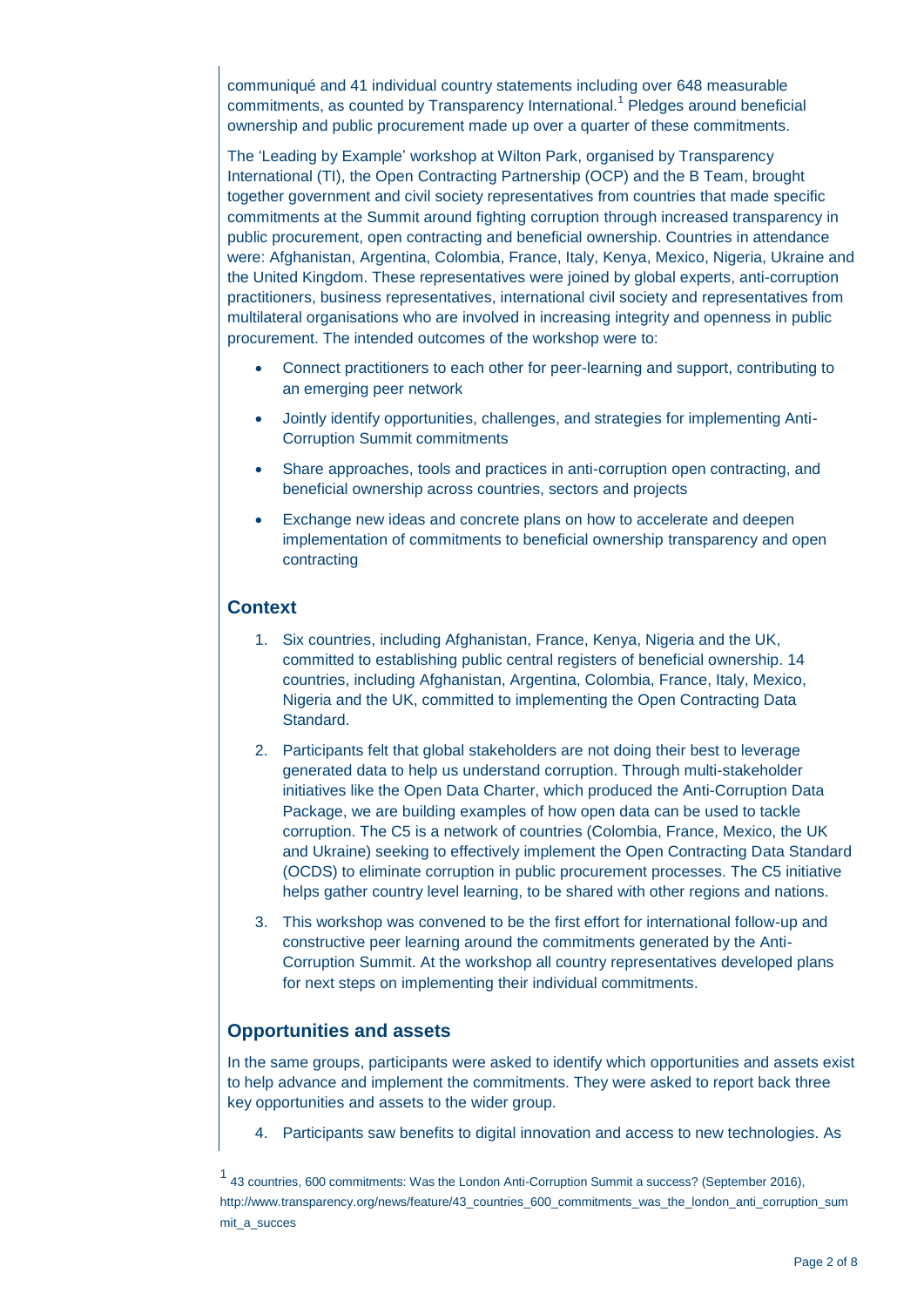communiqué and 41 individual country statements including over 648 measurable commitments, as counted by Transparency International.[1] Pledges around beneficial ownership and public procurement made up over a quarter of these commitments.

The 'Leading by Example' workshop at Wilton Park, organised by Transparency International (TI), the Open Contracting Partnership (OCP) and the B Team, brought together government and civil society representatives from countries that made specific commitments at the Summit around fighting corruption through increased transparency in public procurement, open contracting and beneficial ownership. Countries in attendance were: Afghanistan, Argentina, Colombia, France, Italy, Kenya, Mexico, Nigeria, Ukraine and the United Kingdom. These representatives were joined by global experts, anti-corruption practitioners, business representatives, international civil society and representatives from multilateral organisations who are involved in increasing integrity and openness in public procurement. The intended outcomes of the workshop were to:

- Connect practitioners to each other for peer-learning and support, contributing to an emerging peer network
- Jointly identify opportunities, challenges, and strategies for implementing Anti-Corruption Summit commitments
- Share approaches, tools and practices in anti-corruption open contracting, and beneficial ownership across countries, sectors and projects
- Exchange new ideas and concrete plans on how to accelerate and deepen implementation of commitments to beneficial ownership transparency and open contracting

## Context

1. Six countries, including Afghanistan, France, Kenya, Nigeria and the UK, committed to establishing public central registers of beneficial ownership. 14 countries, including Afghanistan, Argentina, Colombia, France, Italy, Mexico, Nigeria and the UK, committed to implementing the Open Contracting Data Standard.
2. Participants felt that global stakeholders are not doing their best to leverage generated data to help us understand corruption. Through multi-stakeholder initiatives like the Open Data Charter, which produced the Anti-Corruption Data Package, we are building examples of how open data can be used to tackle corruption. The C5 is a network of countries (Colombia, France, Mexico, the UK and Ukraine) seeking to effectively implement the Open Contracting Data Standard (OCDS) to eliminate corruption in public procurement processes. The C5 initiative helps gather country level learning, to be shared with other regions and nations.
3. This workshop was convened to be the first effort for international follow-up and constructive peer learning around the commitments generated by the Anti-Corruption Summit. At the workshop all country representatives developed plans for next steps on implementing their individual commitments.

## Opportunities and assets

In the same groups, participants were asked to identify which opportunities and assets exist to help advance and implement the commitments. They were asked to report back three key opportunities and assets to the wider group.

4. Participants saw benefits to digital innovation and access to new technologies. As

[1] 43 countries, 600 commitments: Was the London Anti-Corruption Summit a success? (September 2016), http://www.transparency.org/news/feature/43_countries_600_commitments_was_the_london_anti_corruption_summit_a_succes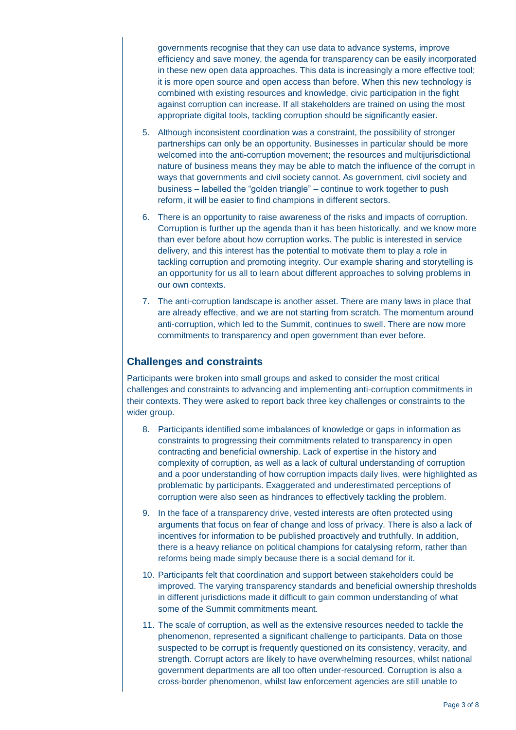governments recognise that they can use data to advance systems, improve efficiency and save money, the agenda for transparency can be easily incorporated in these new open data approaches. This data is increasingly a more effective tool; it is more open source and open access than before. When this new technology is combined with existing resources and knowledge, civic participation in the fight against corruption can increase. If all stakeholders are trained on using the most appropriate digital tools, tackling corruption should be significantly easier.

5. Although inconsistent coordination was a constraint, the possibility of stronger partnerships can only be an opportunity. Businesses in particular should be more welcomed into the anti-corruption movement; the resources and multijurisdictional nature of business means they may be able to match the influence of the corrupt in ways that governments and civil society cannot. As government, civil society and business – labelled the "golden triangle" – continue to work together to push reform, it will be easier to find champions in different sectors.

6. There is an opportunity to raise awareness of the risks and impacts of corruption. Corruption is further up the agenda than it has been historically, and we know more than ever before about how corruption works. The public is interested in service delivery, and this interest has the potential to motivate them to play a role in tackling corruption and promoting integrity. Our example sharing and storytelling is an opportunity for us all to learn about different approaches to solving problems in our own contexts.

7. The anti-corruption landscape is another asset. There are many laws in place that are already effective, and we are not starting from scratch. The momentum around anti-corruption, which led to the Summit, continues to swell. There are now more commitments to transparency and open government than ever before.

## Challenges and constraints

Participants were broken into small groups and asked to consider the most critical challenges and constraints to advancing and implementing anti-corruption commitments in their contexts. They were asked to report back three key challenges or constraints to the wider group.

8. Participants identified some imbalances of knowledge or gaps in information as constraints to progressing their commitments related to transparency in open contracting and beneficial ownership. Lack of expertise in the history and complexity of corruption, as well as a lack of cultural understanding of corruption and a poor understanding of how corruption impacts daily lives, were highlighted as problematic by participants. Exaggerated and underestimated perceptions of corruption were also seen as hindrances to effectively tackling the problem.

9. In the face of a transparency drive, vested interests are often protected using arguments that focus on fear of change and loss of privacy. There is also a lack of incentives for information to be published proactively and truthfully. In addition, there is a heavy reliance on political champions for catalysing reform, rather than reforms being made simply because there is a social demand for it.

10. Participants felt that coordination and support between stakeholders could be improved. The varying transparency standards and beneficial ownership thresholds in different jurisdictions made it difficult to gain common understanding of what some of the Summit commitments meant.

11. The scale of corruption, as well as the extensive resources needed to tackle the phenomenon, represented a significant challenge to participants. Data on those suspected to be corrupt is frequently questioned on its consistency, veracity, and strength. Corrupt actors are likely to have overwhelming resources, whilst national government departments are all too often under-resourced. Corruption is also a cross-border phenomenon, whilst law enforcement agencies are still unable to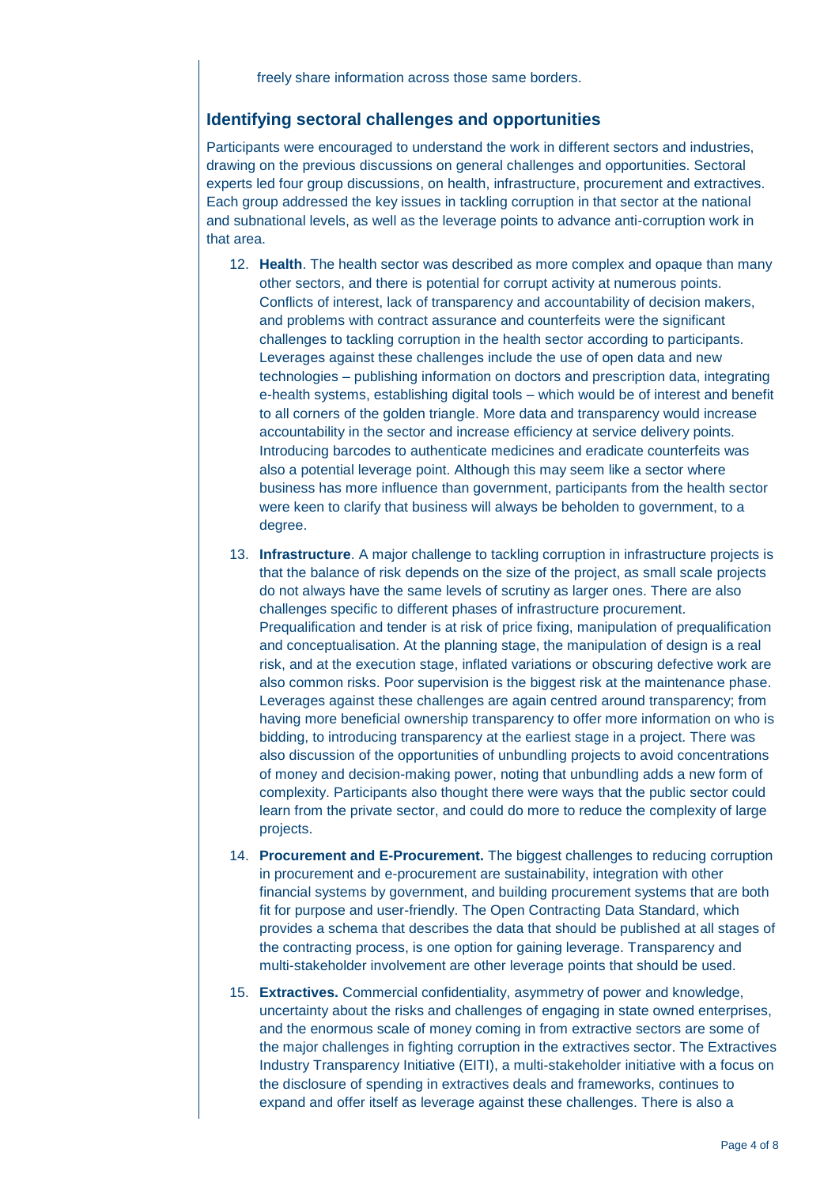freely share information across those same borders.

## Identifying sectoral challenges and opportunities

Participants were encouraged to understand the work in different sectors and industries, drawing on the previous discussions on general challenges and opportunities. Sectoral experts led four group discussions, on health, infrastructure, procurement and extractives. Each group addressed the key issues in tackling corruption in that sector at the national and subnational levels, as well as the leverage points to advance anti-corruption work in that area.

12. **Health**. The health sector was described as more complex and opaque than many other sectors, and there is potential for corrupt activity at numerous points. Conflicts of interest, lack of transparency and accountability of decision makers, and problems with contract assurance and counterfeits were the significant challenges to tackling corruption in the health sector according to participants. Leverages against these challenges include the use of open data and new technologies – publishing information on doctors and prescription data, integrating e-health systems, establishing digital tools – which would be of interest and benefit to all corners of the golden triangle. More data and transparency would increase accountability in the sector and increase efficiency at service delivery points. Introducing barcodes to authenticate medicines and eradicate counterfeits was also a potential leverage point. Although this may seem like a sector where business has more influence than government, participants from the health sector were keen to clarify that business will always be beholden to government, to a degree.

13. **Infrastructure**. A major challenge to tackling corruption in infrastructure projects is that the balance of risk depends on the size of the project, as small scale projects do not always have the same levels of scrutiny as larger ones. There are also challenges specific to different phases of infrastructure procurement. Prequalification and tender is at risk of price fixing, manipulation of prequalification and conceptualisation. At the planning stage, the manipulation of design is a real risk, and at the execution stage, inflated variations or obscuring defective work are also common risks. Poor supervision is the biggest risk at the maintenance phase. Leverages against these challenges are again centred around transparency; from having more beneficial ownership transparency to offer more information on who is bidding, to introducing transparency at the earliest stage in a project. There was also discussion of the opportunities of unbundling projects to avoid concentrations of money and decision-making power, noting that unbundling adds a new form of complexity. Participants also thought there were ways that the public sector could learn from the private sector, and could do more to reduce the complexity of large projects.

14. **Procurement and E-Procurement.** The biggest challenges to reducing corruption in procurement and e-procurement are sustainability, integration with other financial systems by government, and building procurement systems that are both fit for purpose and user-friendly. The Open Contracting Data Standard, which provides a schema that describes the data that should be published at all stages of the contracting process, is one option for gaining leverage. Transparency and multi-stakeholder involvement are other leverage points that should be used.

15. **Extractives.** Commercial confidentiality, asymmetry of power and knowledge, uncertainty about the risks and challenges of engaging in state owned enterprises, and the enormous scale of money coming in from extractive sectors are some of the major challenges in fighting corruption in the extractives sector. The Extractives Industry Transparency Initiative (EITI), a multi-stakeholder initiative with a focus on the disclosure of spending in extractives deals and frameworks, continues to expand and offer itself as leverage against these challenges. There is also a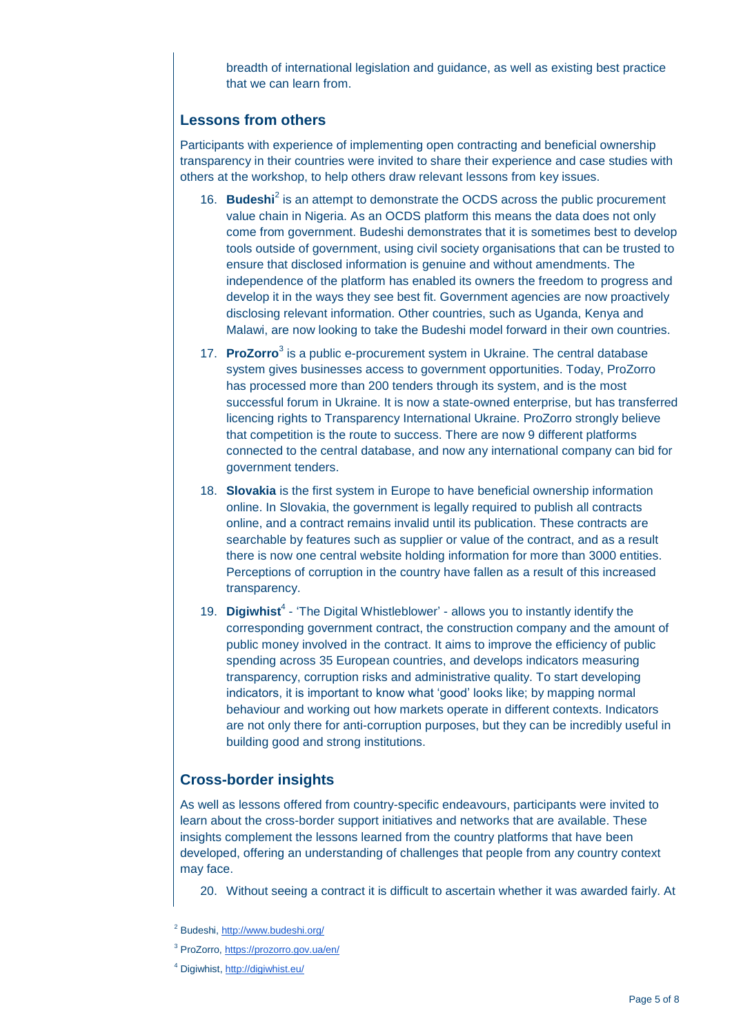breadth of international legislation and guidance, as well as existing best practice that we can learn from.

## Lessons from others

Participants with experience of implementing open contracting and beneficial ownership transparency in their countries were invited to share their experience and case studies with others at the workshop, to help others draw relevant lessons from key issues.

16. **Budeshi**[2] is an attempt to demonstrate the OCDS across the public procurement value chain in Nigeria. As an OCDS platform this means the data does not only come from government. Budeshi demonstrates that it is sometimes best to develop tools outside of government, using civil society organisations that can be trusted to ensure that disclosed information is genuine and without amendments. The independence of the platform has enabled its owners the freedom to progress and develop it in the ways they see best fit. Government agencies are now proactively disclosing relevant information. Other countries, such as Uganda, Kenya and Malawi, are now looking to take the Budeshi model forward in their own countries.

17. **ProZorro**[3] is a public e-procurement system in Ukraine. The central database system gives businesses access to government opportunities. Today, ProZorro has processed more than 200 tenders through its system, and is the most successful forum in Ukraine. It is now a state-owned enterprise, but has transferred licencing rights to Transparency International Ukraine. ProZorro strongly believe that competition is the route to success. There are now 9 different platforms connected to the central database, and now any international company can bid for government tenders.

18. **Slovakia** is the first system in Europe to have beneficial ownership information online. In Slovakia, the government is legally required to publish all contracts online, and a contract remains invalid until its publication. These contracts are searchable by features such as supplier or value of the contract, and as a result there is now one central website holding information for more than 3000 entities. Perceptions of corruption in the country have fallen as a result of this increased transparency.

19. **Digiwhist**[4] - 'The Digital Whistleblower' - allows you to instantly identify the corresponding government contract, the construction company and the amount of public money involved in the contract. It aims to improve the efficiency of public spending across 35 European countries, and develops indicators measuring transparency, corruption risks and administrative quality. To start developing indicators, it is important to know what 'good' looks like; by mapping normal behaviour and working out how markets operate in different contexts. Indicators are not only there for anti-corruption purposes, but they can be incredibly useful in building good and strong institutions.

## Cross-border insights

As well as lessons offered from country-specific endeavours, participants were invited to learn about the cross-border support initiatives and networks that are available. These insights complement the lessons learned from the country platforms that have been developed, offering an understanding of challenges that people from any country context may face.

20. Without seeing a contract it is difficult to ascertain whether it was awarded fairly. At

[2] Budeshi, http://www.budeshi.org/

[3] ProZorro, https://prozorro.gov.ua/en/

[4] Digiwhist, http://digiwhist.eu/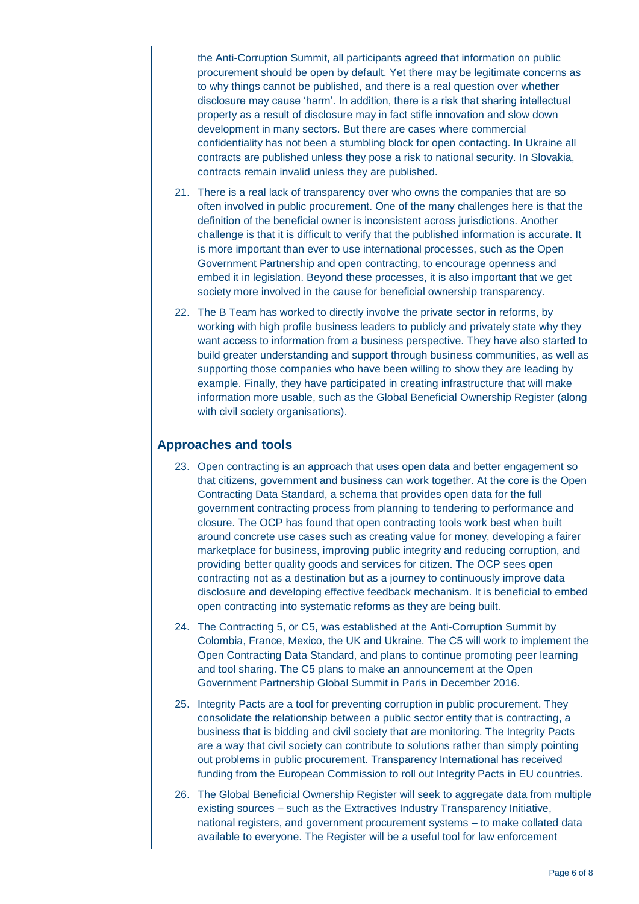the Anti-Corruption Summit, all participants agreed that information on public procurement should be open by default. Yet there may be legitimate concerns as to why things cannot be published, and there is a real question over whether disclosure may cause 'harm'. In addition, there is a risk that sharing intellectual property as a result of disclosure may in fact stifle innovation and slow down development in many sectors. But there are cases where commercial confidentiality has not been a stumbling block for open contacting. In Ukraine all contracts are published unless they pose a risk to national security. In Slovakia, contracts remain invalid unless they are published.

21. There is a real lack of transparency over who owns the companies that are so often involved in public procurement. One of the many challenges here is that the definition of the beneficial owner is inconsistent across jurisdictions. Another challenge is that it is difficult to verify that the published information is accurate. It is more important than ever to use international processes, such as the Open Government Partnership and open contracting, to encourage openness and embed it in legislation. Beyond these processes, it is also important that we get society more involved in the cause for beneficial ownership transparency.

22. The B Team has worked to directly involve the private sector in reforms, by working with high profile business leaders to publicly and privately state why they want access to information from a business perspective. They have also started to build greater understanding and support through business communities, as well as supporting those companies who have been willing to show they are leading by example. Finally, they have participated in creating infrastructure that will make information more usable, such as the Global Beneficial Ownership Register (along with civil society organisations).

## Approaches and tools

23. Open contracting is an approach that uses open data and better engagement so that citizens, government and business can work together. At the core is the Open Contracting Data Standard, a schema that provides open data for the full government contracting process from planning to tendering to performance and closure. The OCP has found that open contracting tools work best when built around concrete use cases such as creating value for money, developing a fairer marketplace for business, improving public integrity and reducing corruption, and providing better quality goods and services for citizen. The OCP sees open contracting not as a destination but as a journey to continuously improve data disclosure and developing effective feedback mechanism. It is beneficial to embed open contracting into systematic reforms as they are being built.

24. The Contracting 5, or C5, was established at the Anti-Corruption Summit by Colombia, France, Mexico, the UK and Ukraine. The C5 will work to implement the Open Contracting Data Standard, and plans to continue promoting peer learning and tool sharing. The C5 plans to make an announcement at the Open Government Partnership Global Summit in Paris in December 2016.

25. Integrity Pacts are a tool for preventing corruption in public procurement. They consolidate the relationship between a public sector entity that is contracting, a business that is bidding and civil society that are monitoring. The Integrity Pacts are a way that civil society can contribute to solutions rather than simply pointing out problems in public procurement. Transparency International has received funding from the European Commission to roll out Integrity Pacts in EU countries.

26. The Global Beneficial Ownership Register will seek to aggregate data from multiple existing sources – such as the Extractives Industry Transparency Initiative, national registers, and government procurement systems – to make collated data available to everyone. The Register will be a useful tool for law enforcement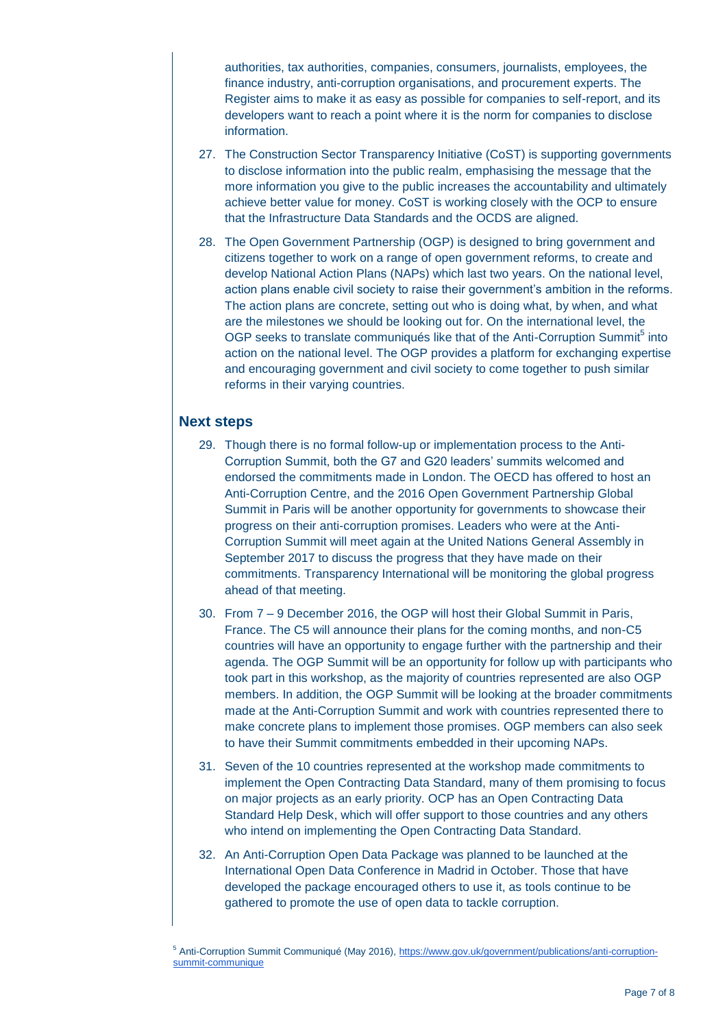authorities, tax authorities, companies, consumers, journalists, employees, the finance industry, anti-corruption organisations, and procurement experts. The Register aims to make it as easy as possible for companies to self-report, and its developers want to reach a point where it is the norm for companies to disclose information.

27. The Construction Sector Transparency Initiative (CoST) is supporting governments to disclose information into the public realm, emphasising the message that the more information you give to the public increases the accountability and ultimately achieve better value for money. CoST is working closely with the OCP to ensure that the Infrastructure Data Standards and the OCDS are aligned.

28. The Open Government Partnership (OGP) is designed to bring government and citizens together to work on a range of open government reforms, to create and develop National Action Plans (NAPs) which last two years. On the national level, action plans enable civil society to raise their government's ambition in the reforms. The action plans are concrete, setting out who is doing what, by when, and what are the milestones we should be looking out for. On the international level, the OGP seeks to translate communiqués like that of the Anti-Corruption Summit[5] into action on the national level. The OGP provides a platform for exchanging expertise and encouraging government and civil society to come together to push similar reforms in their varying countries.

## Next steps

29. Though there is no formal follow-up or implementation process to the Anti-Corruption Summit, both the G7 and G20 leaders' summits welcomed and endorsed the commitments made in London. The OECD has offered to host an Anti-Corruption Centre, and the 2016 Open Government Partnership Global Summit in Paris will be another opportunity for governments to showcase their progress on their anti-corruption promises. Leaders who were at the Anti-Corruption Summit will meet again at the United Nations General Assembly in September 2017 to discuss the progress that they have made on their commitments. Transparency International will be monitoring the global progress ahead of that meeting.

30. From 7 – 9 December 2016, the OGP will host their Global Summit in Paris, France. The C5 will announce their plans for the coming months, and non-C5 countries will have an opportunity to engage further with the partnership and their agenda. The OGP Summit will be an opportunity for follow up with participants who took part in this workshop, as the majority of countries represented are also OGP members. In addition, the OGP Summit will be looking at the broader commitments made at the Anti-Corruption Summit and work with countries represented there to make concrete plans to implement those promises. OGP members can also seek to have their Summit commitments embedded in their upcoming NAPs.

31. Seven of the 10 countries represented at the workshop made commitments to implement the Open Contracting Data Standard, many of them promising to focus on major projects as an early priority. OCP has an Open Contracting Data Standard Help Desk, which will offer support to those countries and any others who intend on implementing the Open Contracting Data Standard.

32. An Anti-Corruption Open Data Package was planned to be launched at the International Open Data Conference in Madrid in October. Those that have developed the package encouraged others to use it, as tools continue to be gathered to promote the use of open data to tackle corruption.

[5] Anti-Corruption Summit Communiqué (May 2016), https://www.gov.uk/government/publications/anti-corruption-summit-communique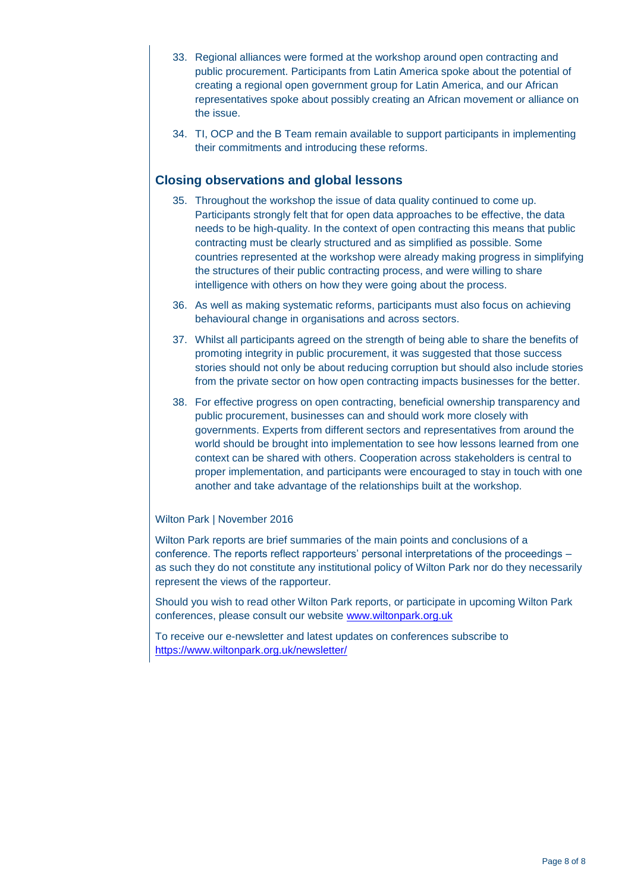33. Regional alliances were formed at the workshop around open contracting and public procurement. Participants from Latin America spoke about the potential of creating a regional open government group for Latin America, and our African representatives spoke about possibly creating an African movement or alliance on the issue.

34. TI, OCP and the B Team remain available to support participants in implementing their commitments and introducing these reforms.

## Closing observations and global lessons

35. Throughout the workshop the issue of data quality continued to come up. Participants strongly felt that for open data approaches to be effective, the data needs to be high-quality. In the context of open contracting this means that public contracting must be clearly structured and as simplified as possible. Some countries represented at the workshop were already making progress in simplifying the structures of their public contracting process, and were willing to share intelligence with others on how they were going about the process.

36. As well as making systematic reforms, participants must also focus on achieving behavioural change in organisations and across sectors.

37. Whilst all participants agreed on the strength of being able to share the benefits of promoting integrity in public procurement, it was suggested that those success stories should not only be about reducing corruption but should also include stories from the private sector on how open contracting impacts businesses for the better.

38. For effective progress on open contracting, beneficial ownership transparency and public procurement, businesses can and should work more closely with governments. Experts from different sectors and representatives from around the world should be brought into implementation to see how lessons learned from one context can be shared with others. Cooperation across stakeholders is central to proper implementation, and participants were encouraged to stay in touch with one another and take advantage of the relationships built at the workshop.

Wilton Park | November 2016

Wilton Park reports are brief summaries of the main points and conclusions of a conference. The reports reflect rapporteurs' personal interpretations of the proceedings – as such they do not constitute any institutional policy of Wilton Park nor do they necessarily represent the views of the rapporteur.

Should you wish to read other Wilton Park reports, or participate in upcoming Wilton Park conferences, please consult our website [www.wiltonpark.org.uk](http://www.wiltonpark.org.uk)

To receive our e-newsletter and latest updates on conferences subscribe to [https://www.wiltonpark.org.uk/newsletter/](https://www.wiltonpark.org.uk/newsletter/)